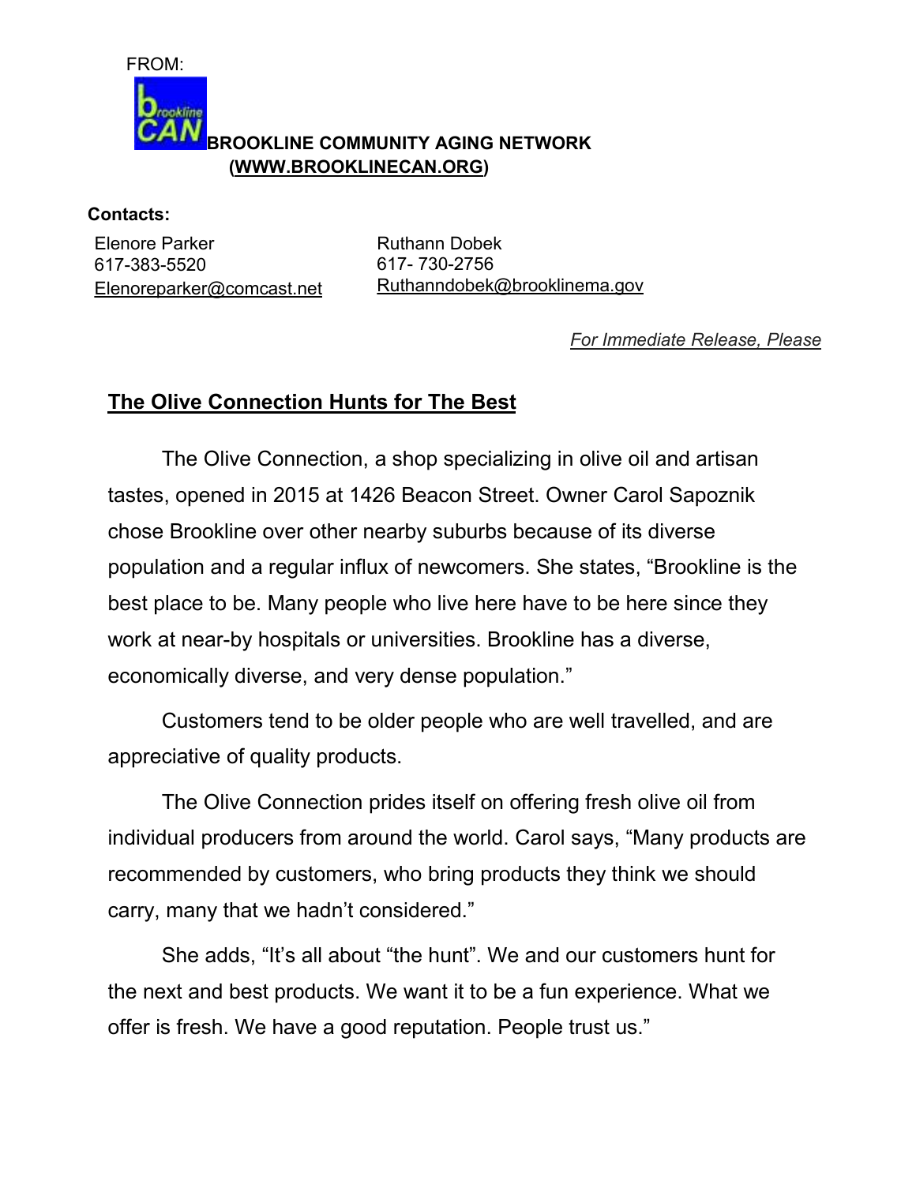FROM:

**BROOKLINE COMMUNITY AGING NETWORK (WWW.BROOKLINECAN.ORG)**

**Contacts:**

Elenore Parker
617-383-5520
Elenoreparker@comcast.net

Ruthann Dobek
617- 730-2756
Ruthanndobek@brooklinema.gov

*For Immediate Release, Please*

## The Olive Connection Hunts for The Best

The Olive Connection, a shop specializing in olive oil and artisan tastes, opened in 2015 at 1426 Beacon Street. Owner Carol Sapoznik chose Brookline over other nearby suburbs because of its diverse population and a regular influx of newcomers. She states, "Brookline is the best place to be. Many people who live here have to be here since they work at near-by hospitals or universities. Brookline has a diverse, economically diverse, and very dense population."

Customers tend to be older people who are well travelled, and are appreciative of quality products.

The Olive Connection prides itself on offering fresh olive oil from individual producers from around the world. Carol says, "Many products are recommended by customers, who bring products they think we should carry, many that we hadn't considered."

She adds, "It's all about "the hunt". We and our customers hunt for the next and best products. We want it to be a fun experience. What we offer is fresh. We have a good reputation. People trust us."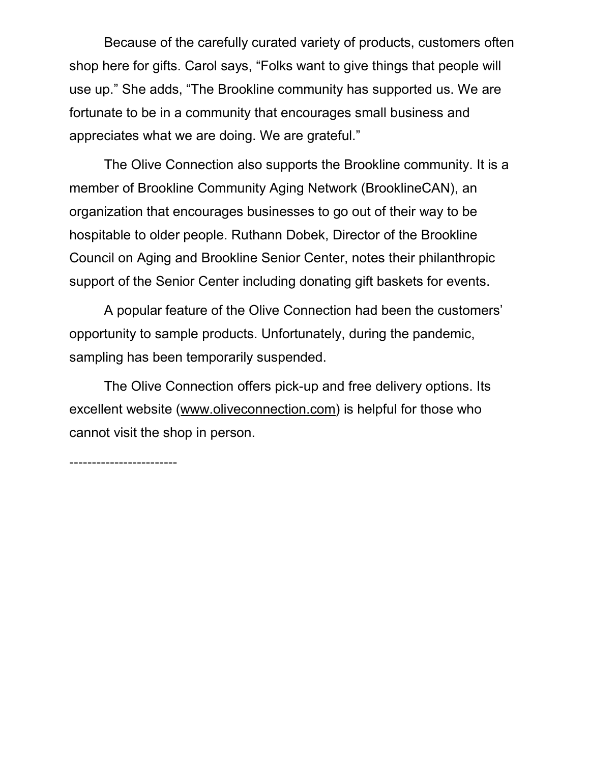Because of the carefully curated variety of products, customers often shop here for gifts. Carol says, “Folks want to give things that people will use up.” She adds, “The Brookline community has supported us. We are fortunate to be in a community that encourages small business and appreciates what we are doing. We are grateful.”

The Olive Connection also supports the Brookline community. It is a member of Brookline Community Aging Network (BrooklineCAN), an organization that encourages businesses to go out of their way to be hospitable to older people. Ruthann Dobek, Director of the Brookline Council on Aging and Brookline Senior Center, notes their philanthropic support of the Senior Center including donating gift baskets for events.

A popular feature of the Olive Connection had been the customers’ opportunity to sample products. Unfortunately, during the pandemic, sampling has been temporarily suspended.

The Olive Connection offers pick-up and free delivery options. Its excellent website (www.oliveconnection.com) is helpful for those who cannot visit the shop in person.

-----------------------